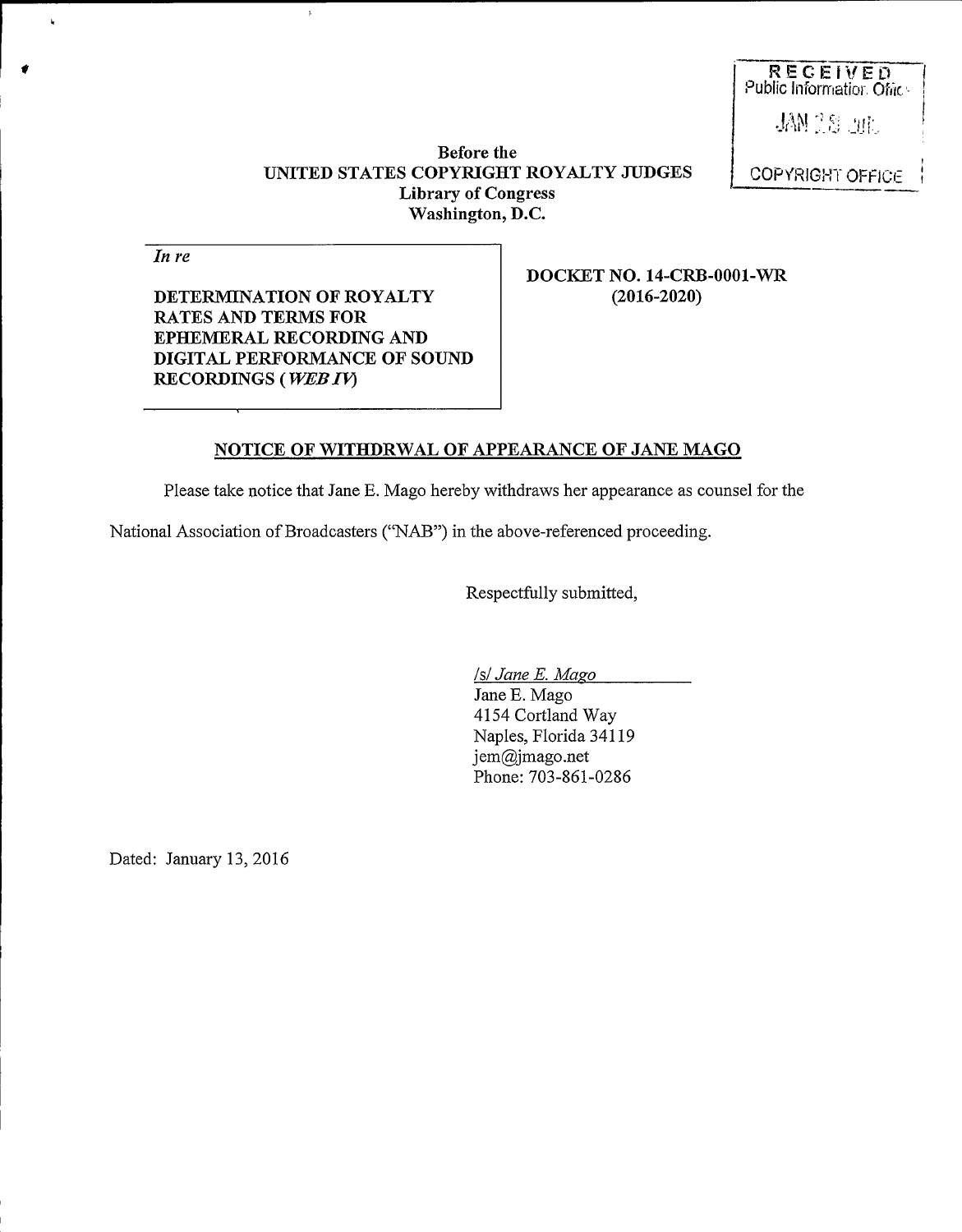RECEIVED
Public Information Office

JAN 28 2016

COPYRIGHT OFFICE

**Before the**
**UNITED STATES COPYRIGHT ROYALTY JUDGES**
**Library of Congress**
**Washington, D.C.**

*In re*

**DETERMINATION OF ROYALTY RATES AND TERMS FOR EPHEMERAL RECORDING AND DIGITAL PERFORMANCE OF SOUND RECORDINGS (*WEB IV*)**

**DOCKET NO. 14-CRB-0001-WR (2016-2020)**

**NOTICE OF WITHDRWAL OF APPEARANCE OF JANE MAGO**

Please take notice that Jane E. Mago hereby withdraws her appearance as counsel for the National Association of Broadcasters ("NAB") in the above-referenced proceeding.

Respectfully submitted,

*/s/ Jane E. Mago*
Jane E. Mago
4154 Cortland Way
Naples, Florida 34119
jem@jmago.net
Phone: 703-861-0286

Dated: January 13, 2016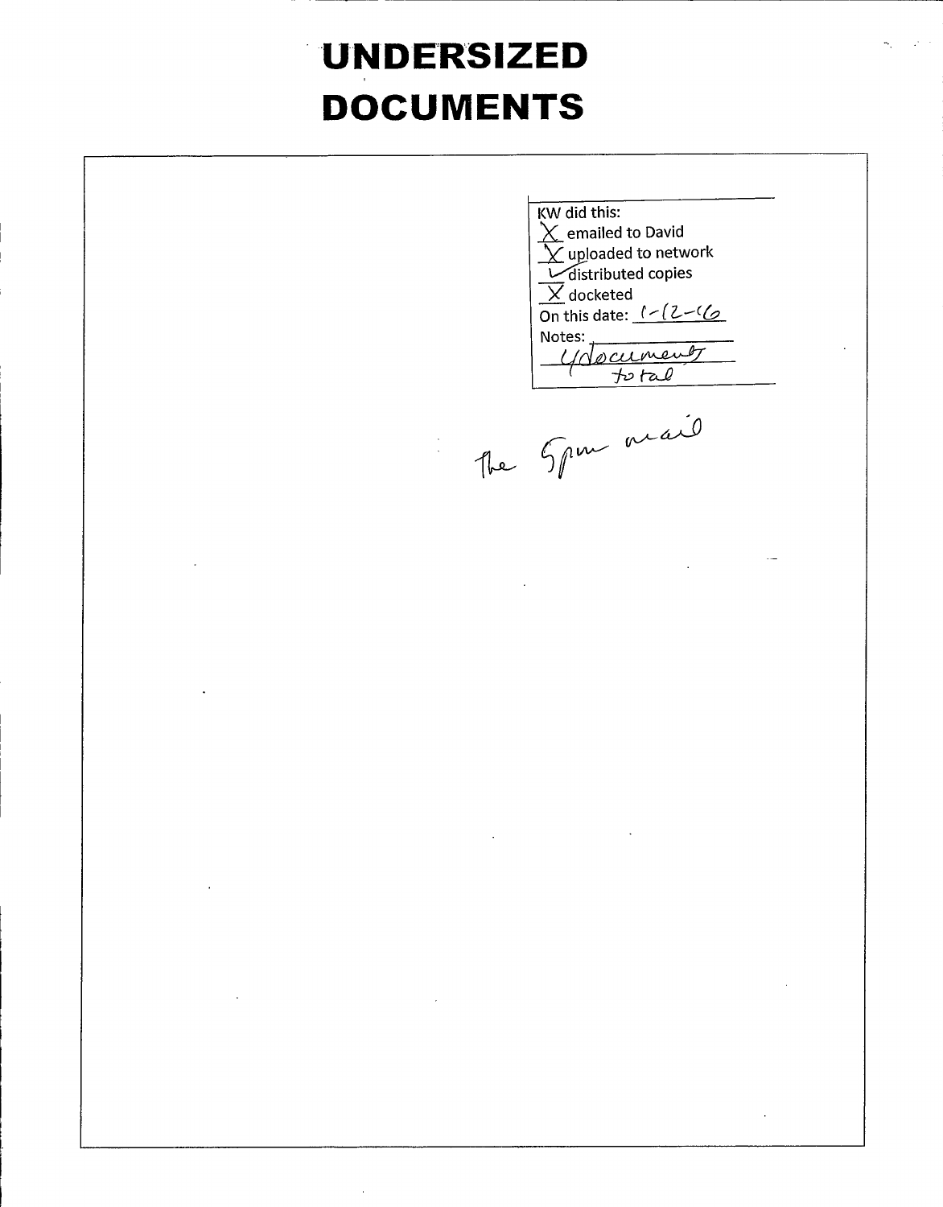# UNDERSIZED DOCUMENTS

KW did this:

- X emailed to David
- X uploaded to network
- ✓ distributed copies
- X docketed

On this date: 1-12-16

Notes: 4 documents total

The 5pm mail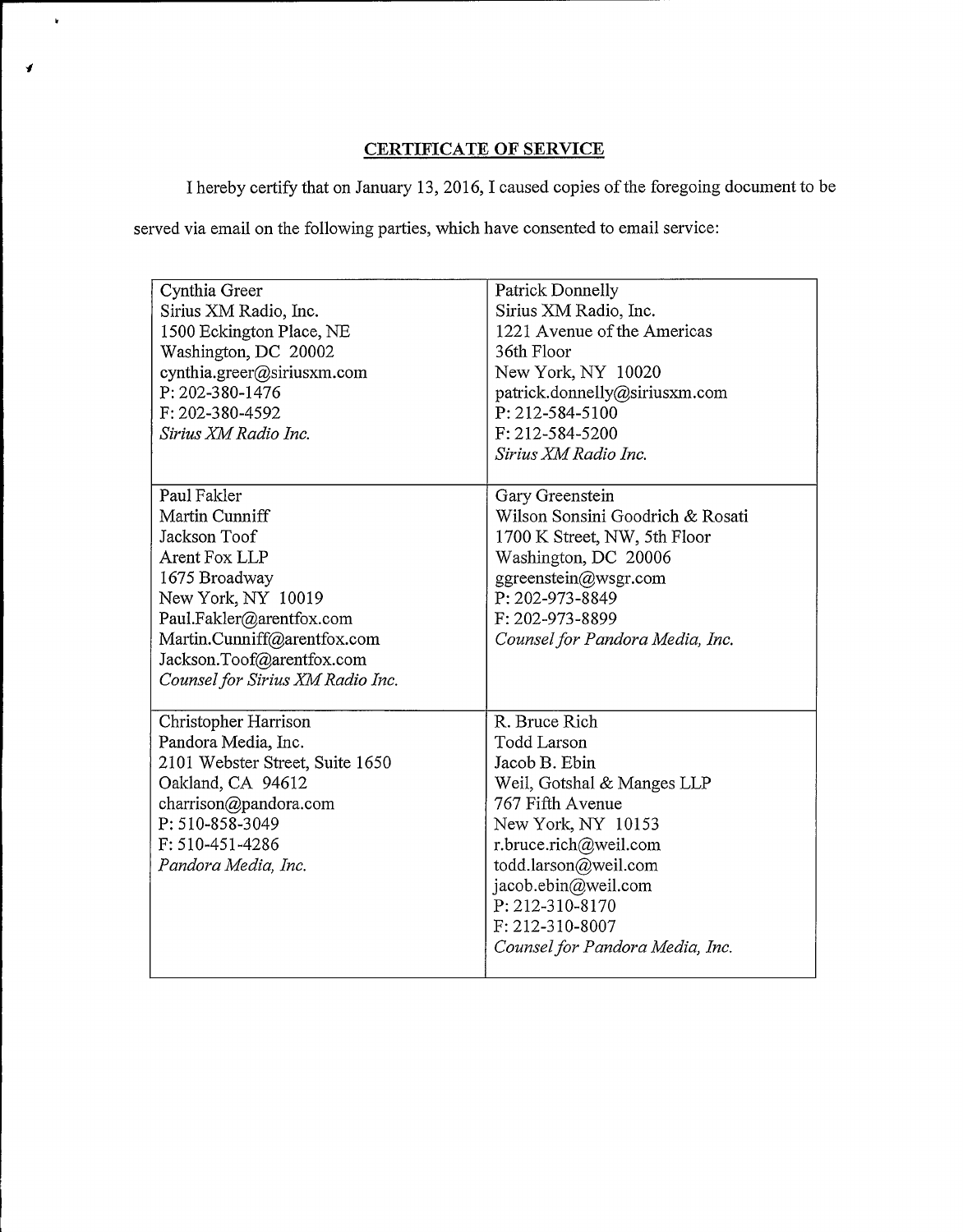## CERTIFICATE OF SERVICE

I hereby certify that on January 13, 2016, I caused copies of the foregoing document to be served via email on the following parties, which have consented to email service:

| | |
|---|---|
| Cynthia Greer<br>Sirius XM Radio, Inc.<br>1500 Eckington Place, NE<br>Washington, DC 20002<br>cynthia.greer@siriusxm.com<br>P: 202-380-1476<br>F: 202-380-4592<br>*Sirius XM Radio Inc.* | Patrick Donnelly<br>Sirius XM Radio, Inc.<br>1221 Avenue of the Americas<br>36th Floor<br>New York, NY 10020<br>patrick.donnelly@siriusxm.com<br>P: 212-584-5100<br>F: 212-584-5200<br>*Sirius XM Radio Inc.* |
| Paul Fakler<br>Martin Cunniff<br>Jackson Toof<br>Arent Fox LLP<br>1675 Broadway<br>New York, NY 10019<br>Paul.Fakler@arentfox.com<br>Martin.Cunniff@arentfox.com<br>Jackson.Toof@arentfox.com<br>*Counsel for Sirius XM Radio Inc.* | Gary Greenstein<br>Wilson Sonsini Goodrich & Rosati<br>1700 K Street, NW, 5th Floor<br>Washington, DC 20006<br>ggreenstein@wsgr.com<br>P: 202-973-8849<br>F: 202-973-8899<br>*Counsel for Pandora Media, Inc.* |
| Christopher Harrison<br>Pandora Media, Inc.<br>2101 Webster Street, Suite 1650<br>Oakland, CA 94612<br>charrison@pandora.com<br>P: 510-858-3049<br>F: 510-451-4286<br>*Pandora Media, Inc.* | R. Bruce Rich<br>Todd Larson<br>Jacob B. Ebin<br>Weil, Gotshal & Manges LLP<br>767 Fifth Avenue<br>New York, NY 10153<br>r.bruce.rich@weil.com<br>todd.larson@weil.com<br>jacob.ebin@weil.com<br>P: 212-310-8170<br>F: 212-310-8007<br>*Counsel for Pandora Media, Inc.* |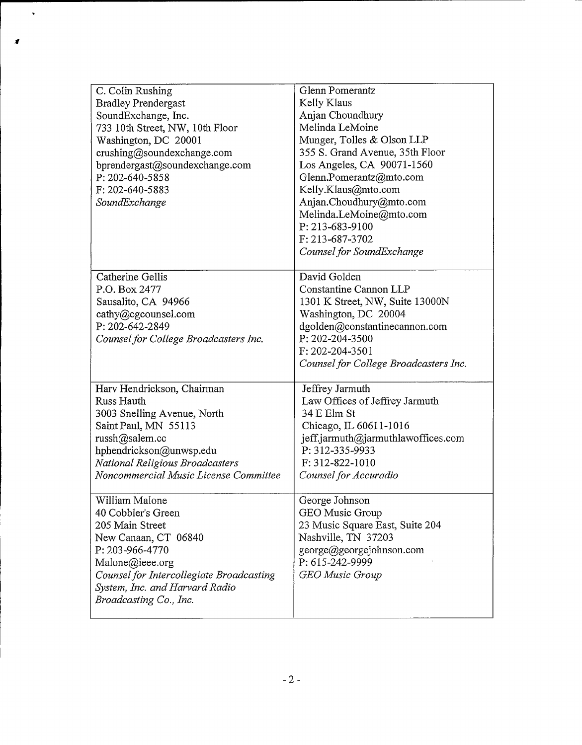| | |
|---|---|
| C. Colin Rushing<br>Bradley Prendergast<br>SoundExchange, Inc.<br>733 10th Street, NW, 10th Floor<br>Washington, DC 20001<br>crushing@soundexchange.com<br>bprendergast@soundexchange.com<br>P: 202-640-5858<br>F: 202-640-5883<br>*SoundExchange* | Glenn Pomerantz<br>Kelly Klaus<br>Anjan Choundhury<br>Melinda LeMoine<br>Munger, Tolles & Olson LLP<br>355 S. Grand Avenue, 35th Floor<br>Los Angeles, CA 90071-1560<br>Glenn.Pomerantz@mto.com<br>Kelly.Klaus@mto.com<br>Anjan.Choudhury@mto.com<br>Melinda.LeMoine@mto.com<br>P: 213-683-9100<br>F: 213-687-3702<br>*Counsel for SoundExchange* |
| Catherine Gellis<br>P.O. Box 2477<br>Sausalito, CA 94966<br>cathy@cgcounsel.com<br>P: 202-642-2849<br>*Counsel for College Broadcasters Inc.* | David Golden<br>Constantine Cannon LLP<br>1301 K Street, NW, Suite 13000N<br>Washington, DC 20004<br>dgolden@constantinecannon.com<br>P: 202-204-3500<br>F: 202-204-3501<br>*Counsel for College Broadcasters Inc.* |
| Harv Hendrickson, Chairman<br>Russ Hauth<br>3003 Snelling Avenue, North<br>Saint Paul, MN 55113<br>russh@salem.cc<br>hphendrickson@unwsp.edu<br>*National Religious Broadcasters Noncommercial Music License Committee* | Jeffrey Jarmuth<br>Law Offices of Jeffrey Jarmuth<br>34 E Elm St<br>Chicago, IL 60611-1016<br>jeff.jarmuth@jarmuthlawoffices.com<br>P: 312-335-9933<br>F: 312-822-1010<br>*Counsel for Accuradio* |
| William Malone<br>40 Cobbler's Green<br>205 Main Street<br>New Canaan, CT 06840<br>P: 203-966-4770<br>Malone@ieee.org<br>*Counsel for Intercollegiate Broadcasting System, Inc. and Harvard Radio Broadcasting Co., Inc.* | George Johnson<br>GEO Music Group<br>23 Music Square East, Suite 204<br>Nashville, TN 37203<br>george@georgejohnson.com<br>P: 615-242-9999<br>*GEO Music Group* |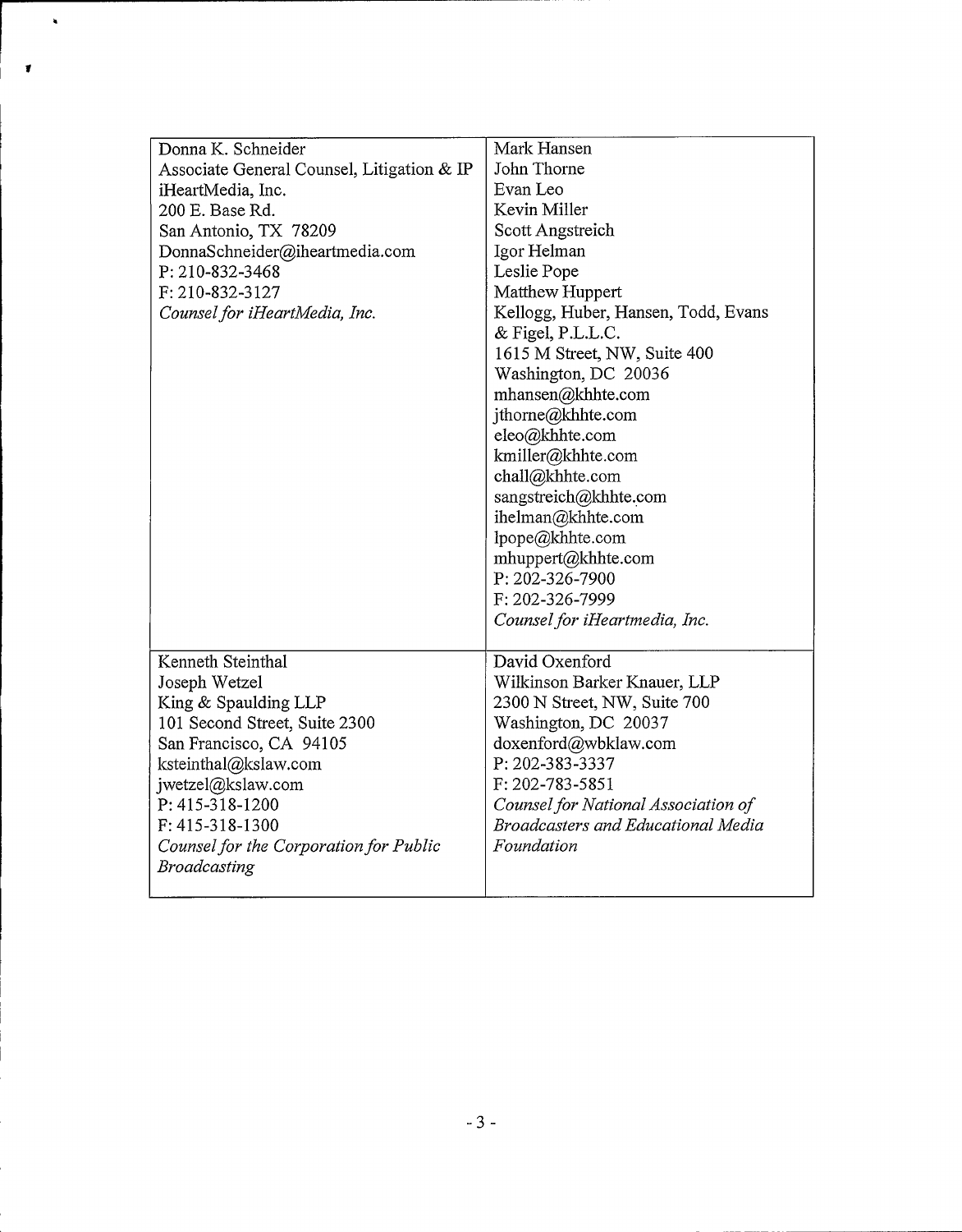| Donna K. Schneider<br>Associate General Counsel, Litigation & IP<br>iHeartMedia, Inc.<br>200 E. Base Rd.<br>San Antonio, TX 78209<br>DonnaSchneider@iheartmedia.com<br>P: 210-832-3468<br>F: 210-832-3127<br>*Counsel for iHeartMedia, Inc.* | Mark Hansen<br>John Thorne<br>Evan Leo<br>Kevin Miller<br>Scott Angstreich<br>Igor Helman<br>Leslie Pope<br>Matthew Huppert<br>Kellogg, Huber, Hansen, Todd, Evans & Figel, P.L.L.C.<br>1615 M Street, NW, Suite 400<br>Washington, DC 20036<br>mhansen@khhte.com<br>jthorne@khhte.com<br>eleo@khhte.com<br>kmiller@khhte.com<br>chall@khhte.com<br>sangstreich@khhte.com<br>ihelman@khhte.com<br>lpope@khhte.com<br>mhuppert@khhte.com<br>P: 202-326-7900<br>F: 202-326-7999<br>*Counsel for iHeartmedia, Inc.* |
|---|---|
| Kenneth Steinthal<br>Joseph Wetzel<br>King & Spaulding LLP<br>101 Second Street, Suite 2300<br>San Francisco, CA 94105<br>ksteinthal@kslaw.com<br>jwetzel@kslaw.com<br>P: 415-318-1200<br>F: 415-318-1300<br>*Counsel for the Corporation for Public Broadcasting* | David Oxenford<br>Wilkinson Barker Knauer, LLP<br>2300 N Street, NW, Suite 700<br>Washington, DC 20037<br>doxenford@wbklaw.com<br>P: 202-383-3337<br>F: 202-783-5851<br>*Counsel for National Association of Broadcasters and Educational Media Foundation* |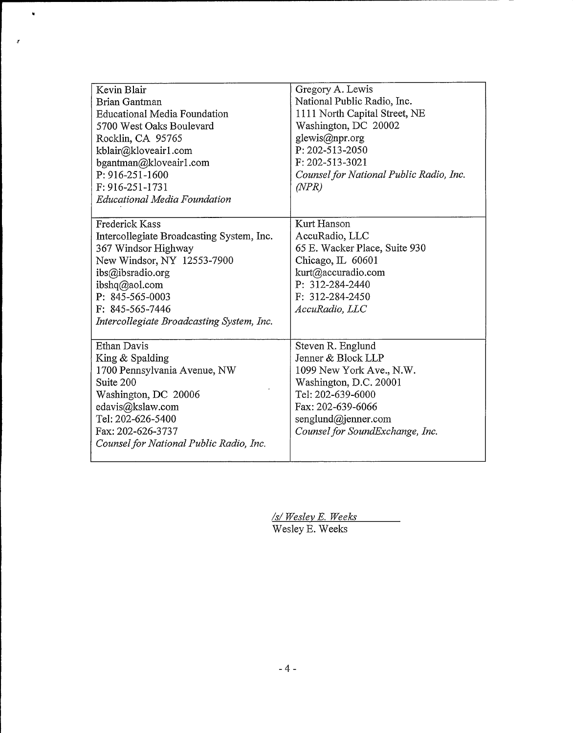| | |
|---|---|
| Kevin Blair<br>Brian Gantman<br>Educational Media Foundation<br>5700 West Oaks Boulevard<br>Rocklin, CA 95765<br>kblair@kloveair1.com<br>bgantman@kloveair1.com<br>P: 916-251-1600<br>F: 916-251-1731<br>*Educational Media Foundation* | Gregory A. Lewis<br>National Public Radio, Inc.<br>1111 North Capital Street, NE<br>Washington, DC 20002<br>glewis@npr.org<br>P: 202-513-2050<br>F: 202-513-3021<br>*Counsel for National Public Radio, Inc. (NPR)* |
| Frederick Kass<br>Intercollegiate Broadcasting System, Inc.<br>367 Windsor Highway<br>New Windsor, NY 12553-7900<br>ibs@ibsradio.org<br>ibshq@aol.com<br>P: 845-565-0003<br>F: 845-565-7446<br>*Intercollegiate Broadcasting System, Inc.* | Kurt Hanson<br>AccuRadio, LLC<br>65 E. Wacker Place, Suite 930<br>Chicago, IL 60601<br>kurt@accuradio.com<br>P: 312-284-2440<br>F: 312-284-2450<br>*AccuRadio, LLC* |
| Ethan Davis<br>King & Spalding<br>1700 Pennsylvania Avenue, NW<br>Suite 200<br>Washington, DC 20006<br>edavis@kslaw.com<br>Tel: 202-626-5400<br>Fax: 202-626-3737<br>*Counsel for National Public Radio, Inc.* | Steven R. Englund<br>Jenner & Block LLP<br>1099 New York Ave., N.W.<br>Washington, D.C. 20001<br>Tel: 202-639-6000<br>Fax: 202-639-6066<br>senglund@jenner.com<br>*Counsel for SoundExchange, Inc.* |

*/s/ Wesley E. Weeks*
Wesley E. Weeks